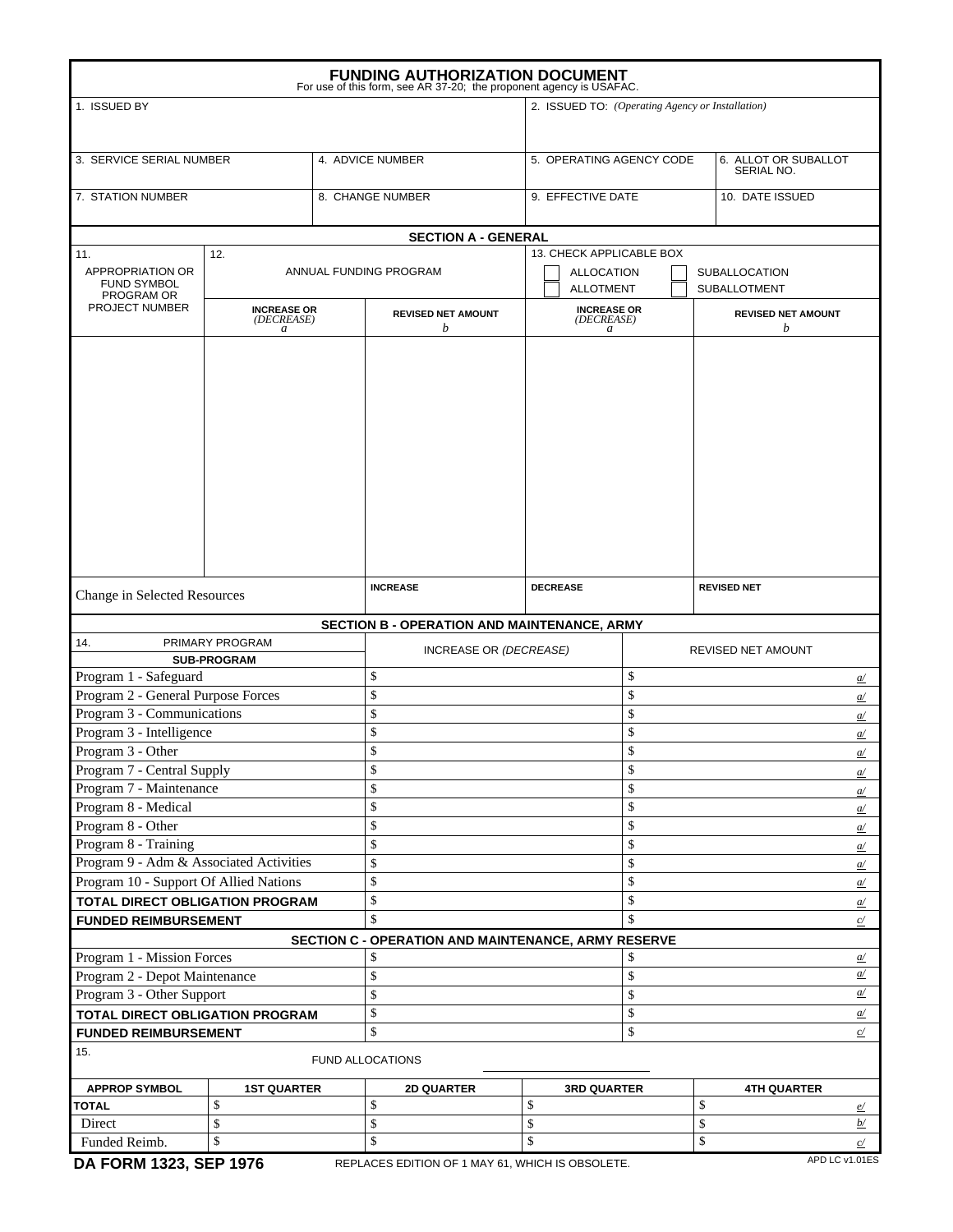# FUNDING AUTHORIZATION DOCUMENT

For use of this form, see AR 37-20; the proponent agency is USAFAC.

| 1. ISSUED BY | | 2. ISSUED TO: *(Operating Agency or Installation)* | |
|---|---|---|---|
| 3. SERVICE SERIAL NUMBER | 4. ADVICE NUMBER | 5. OPERATING AGENCY CODE | 6. ALLOT OR SUBALLOT SERIAL NO. |
| 7. STATION NUMBER | 8. CHANGE NUMBER | 9. EFFECTIVE DATE | 10. DATE ISSUED |

## SECTION A - GENERAL

| 11. APPROPRIATION OR FUND SYMBOL PROGRAM OR PROJECT NUMBER | 12. ANNUAL FUNDING PROGRAM | | 13. CHECK APPLICABLE BOX ☐ ALLOCATION ☐ SUBALLOCATION ☐ ALLOTMENT ☐ SUBALLOTMENT | |
|---|---|---|---|---|
| | INCREASE OR *(DECREASE)* *a* | REVISED NET AMOUNT *b* | INCREASE OR *(DECREASE)* *a* | REVISED NET AMOUNT *b* |
| | | | | |
| Change in Selected Resources | | INCREASE | DECREASE | REVISED NET |

## SECTION B - OPERATION AND MAINTENANCE, ARMY

| 14. PRIMARY PROGRAM SUB-PROGRAM | INCREASE OR *(DECREASE)* | REVISED NET AMOUNT |
|---|---|---|
| Program 1 - Safeguard | $ | $ a/ |
| Program 2 - General Purpose Forces | $ | $ a/ |
| Program 3 - Communications | $ | $ a/ |
| Program 3 - Intelligence | $ | $ a/ |
| Program 3 - Other | $ | $ a/ |
| Program 7 - Central Supply | $ | $ a/ |
| Program 7 - Maintenance | $ | $ a/ |
| Program 8 - Medical | $ | $ a/ |
| Program 8 - Other | $ | $ a/ |
| Program 8 - Training | $ | $ a/ |
| Program 9 - Adm & Associated Activities | $ | $ a/ |
| Program 10 - Support Of Allied Nations | $ | $ a/ |
| **TOTAL DIRECT OBLIGATION PROGRAM** | $ | $ a/ |
| **FUNDED REIMBURSEMENT** | $ | $ c/ |

## SECTION C - OPERATION AND MAINTENANCE, ARMY RESERVE

| | | |
|---|---|---|
| Program 1 - Mission Forces | $ | $ a/ |
| Program 2 - Depot Maintenance | $ | $ a/ |
| Program 3 - Other Support | $ | $ a/ |
| **TOTAL DIRECT OBLIGATION PROGRAM** | $ | $ a/ |
| **FUNDED REIMBURSEMENT** | $ | $ c/ |

15. FUND ALLOCATIONS

| APPROP SYMBOL | 1ST QUARTER | 2D QUARTER | 3RD QUARTER | 4TH QUARTER |
|---|---|---|---|---|
| **TOTAL** | $ | $ | $ | $ e/ |
| Direct | $ | $ | $ | $ b/ |
| Funded Reimb. | $ | $ | $ | $ c/ |

**DA FORM 1323, SEP 1976** REPLACES EDITION OF 1 MAY 61, WHICH IS OBSOLETE. APD LC v1.01ES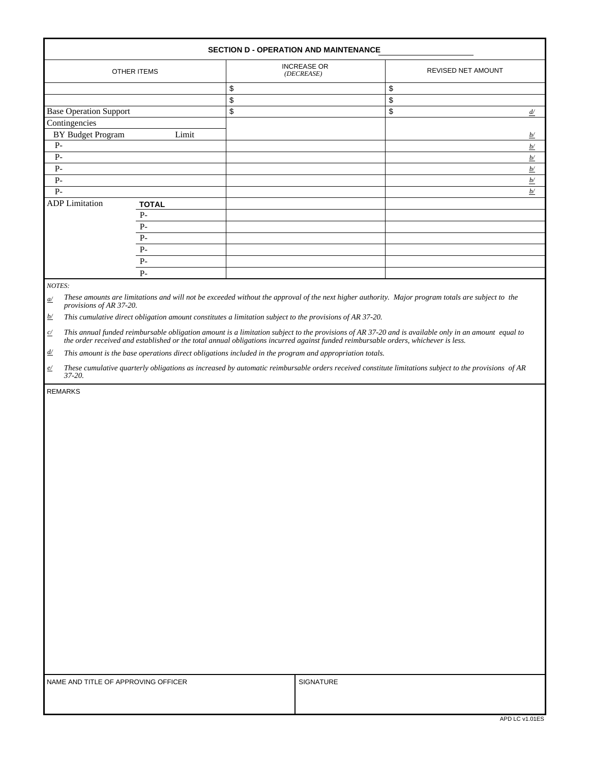## SECTION D - OPERATION AND MAINTENANCE

| OTHER ITEMS | | INCREASE OR *(DECREASE)* | REVISED NET AMOUNT |
|---|---|---|---|
| | | $ | $ |
| | | $ | $ |
| Base Operation Support | | $ | $ *d/* |
| Contingencies | | | |
| BY Budget Program | Limit | | *b/* |
| P- | | | *b/* |
| P- | | | *b/* |
| P- | | | *b/* |
| P- | | | *b/* |
| P- | | | *b/* |
| ADP Limitation | **TOTAL** | | |
| | P- | | |
| | P- | | |
| | P- | | |
| | P- | | |
| | P- | | |
| | P- | | |

*NOTES:*

*a/* *These amounts are limitations and will not be exceeded without the approval of the next higher authority. Major program totals are subject to the provisions of AR 37-20.*

*b/* *This cumulative direct obligation amount constitutes a limitation subject to the provisions of AR 37-20.*

*c/* *This annual funded reimbursable obligation amount is a limitation subject to the provisions of AR 37-20 and is available only in an amount equal to the order received and established or the total annual obligations incurred against funded reimbursable orders, whichever is less.*

*d/* *This amount is the base operations direct obligations included in the program and appropriation totals.*

*e/* *These cumulative quarterly obligations as increased by automatic reimbursable orders received constitute limitations subject to the provisions of AR 37-20.*

REMARKS

| NAME AND TITLE OF APPROVING OFFICER | SIGNATURE |
|---|---|
| | |

APD LC v1.01ES